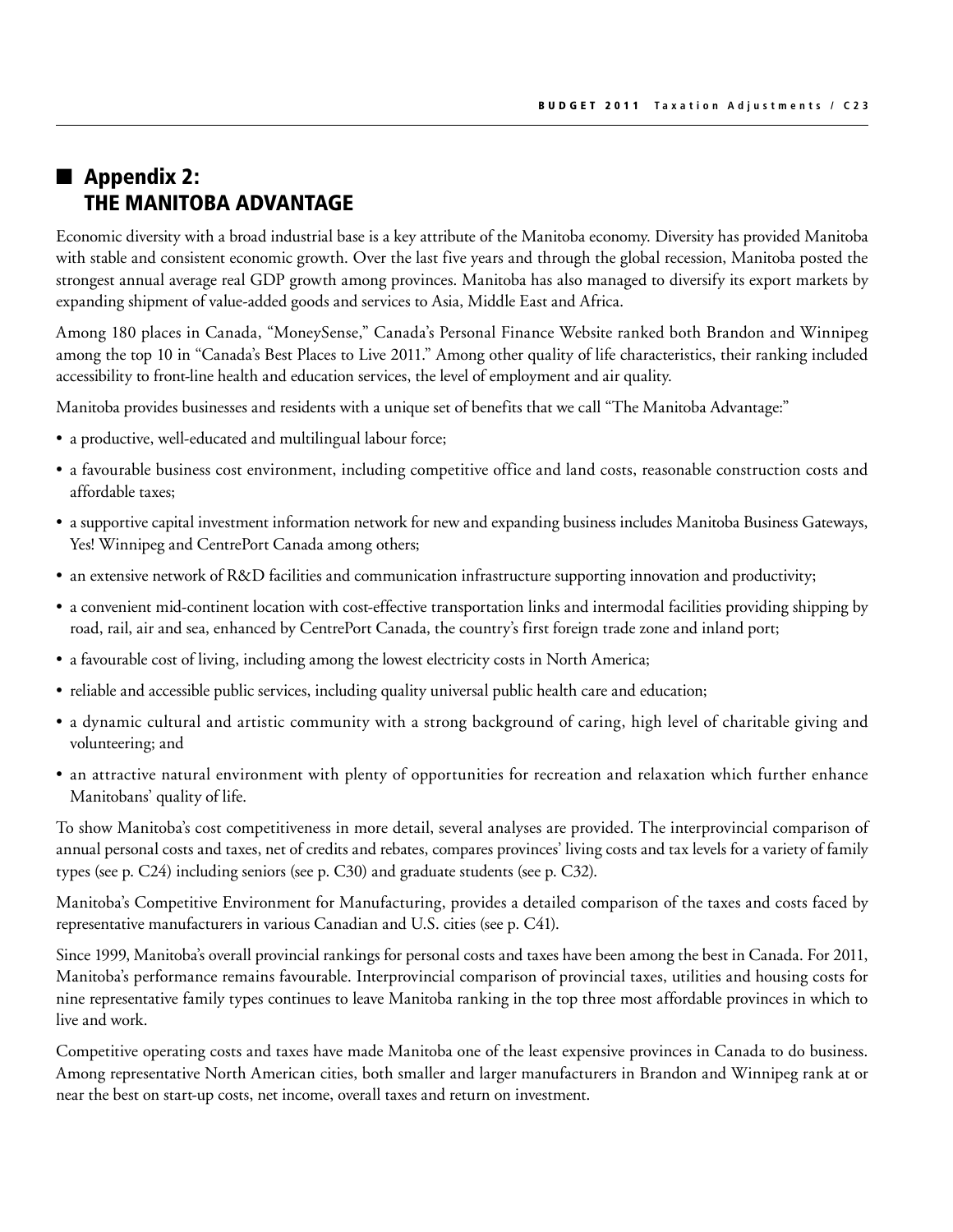## Appendix 2: THE MANITOBA ADVANTAGE

Economic diversity with a broad industrial base is a key attribute of the Manitoba economy. Diversity has provided Manitoba with stable and consistent economic growth. Over the last five years and through the global recession, Manitoba posted the strongest annual average real GDP growth among provinces. Manitoba has also managed to diversify its export markets by expanding shipment of value-added goods and services to Asia, Middle East and Africa.

Among 180 places in Canada, "MoneySense," Canada's Personal Finance Website ranked both Brandon and Winnipeg among the top 10 in "Canada's Best Places to Live 2011." Among other quality of life characteristics, their ranking included accessibility to front-line health and education services, the level of employment and air quality.

Manitoba provides businesses and residents with a unique set of benefits that we call "The Manitoba Advantage:"

- a productive, well-educated and multilingual labour force;
- a favourable business cost environment, including competitive office and land costs, reasonable construction costs and affordable taxes;
- a supportive capital investment information network for new and expanding business includes Manitoba Business Gateways, Yes! Winnipeg and CentrePort Canada among others;
- an extensive network of R&D facilities and communication infrastructure supporting innovation and productivity;
- a convenient mid-continent location with cost-effective transportation links and intermodal facilities providing shipping by road, rail, air and sea, enhanced by CentrePort Canada, the country's first foreign trade zone and inland port;
- a favourable cost of living, including among the lowest electricity costs in North America;
- reliable and accessible public services, including quality universal public health care and education;
- a dynamic cultural and artistic community with a strong background of caring, high level of charitable giving and volunteering; and
- an attractive natural environment with plenty of opportunities for recreation and relaxation which further enhance Manitobans' quality of life.

To show Manitoba's cost competitiveness in more detail, several analyses are provided. The interprovincial comparison of annual personal costs and taxes, net of credits and rebates, compares provinces' living costs and tax levels for a variety of family types (see p. C24) including seniors (see p. C30) and graduate students (see p. C32).

Manitoba's Competitive Environment for Manufacturing, provides a detailed comparison of the taxes and costs faced by representative manufacturers in various Canadian and U.S. cities (see p. C41).

Since 1999, Manitoba's overall provincial rankings for personal costs and taxes have been among the best in Canada. For 2011, Manitoba's performance remains favourable. Interprovincial comparison of provincial taxes, utilities and housing costs for nine representative family types continues to leave Manitoba ranking in the top three most affordable provinces in which to live and work.

Competitive operating costs and taxes have made Manitoba one of the least expensive provinces in Canada to do business. Among representative North American cities, both smaller and larger manufacturers in Brandon and Winnipeg rank at or near the best on start-up costs, net income, overall taxes and return on investment.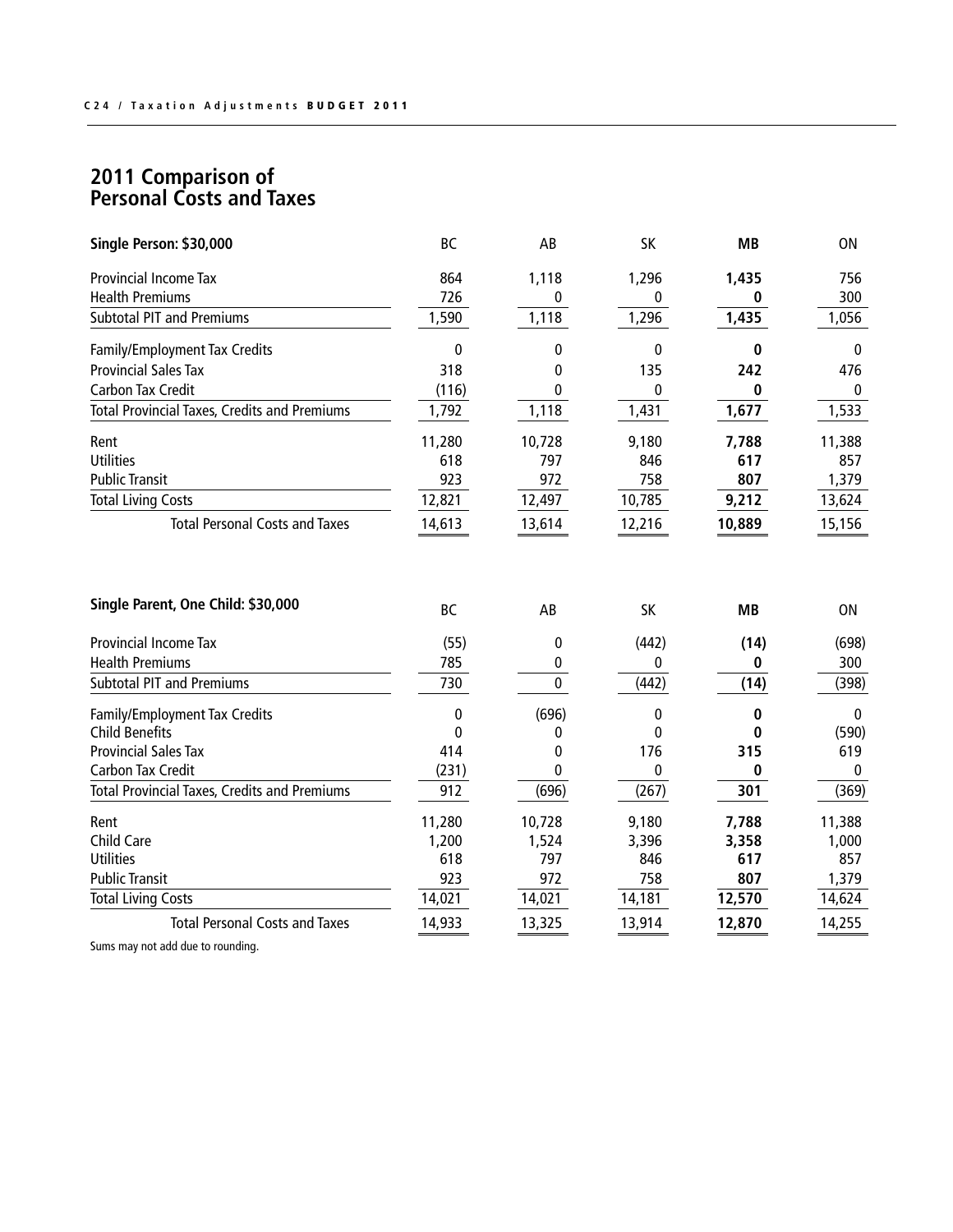# 2011 Comparison of Personal Costs and Taxes

| Single Person: $30,000 | BC | AB | SK | **MB** | ON |
|---|---|---|---|---|---|
| Provincial Income Tax | 864 | 1,118 | 1,296 | **1,435** | 756 |
| Health Premiums | 726 | 0 | 0 | **0** | 300 |
| Subtotal PIT and Premiums | 1,590 | 1,118 | 1,296 | **1,435** | 1,056 |
| Family/Employment Tax Credits | 0 | 0 | 0 | **0** | 0 |
| Provincial Sales Tax | 318 | 0 | 135 | **242** | 476 |
| Carbon Tax Credit | (116) | 0 | 0 | **0** | 0 |
| Total Provincial Taxes, Credits and Premiums | 1,792 | 1,118 | 1,431 | **1,677** | 1,533 |
| Rent | 11,280 | 10,728 | 9,180 | **7,788** | 11,388 |
| Utilities | 618 | 797 | 846 | **617** | 857 |
| Public Transit | 923 | 972 | 758 | **807** | 1,379 |
| Total Living Costs | 12,821 | 12,497 | 10,785 | **9,212** | 13,624 |
| Total Personal Costs and Taxes | 14,613 | 13,614 | 12,216 | **10,889** | 15,156 |

| Single Parent, One Child: $30,000 | BC | AB | SK | **MB** | ON |
|---|---|---|---|---|---|
| Provincial Income Tax | (55) | 0 | (442) | **(14)** | (698) |
| Health Premiums | 785 | 0 | 0 | **0** | 300 |
| Subtotal PIT and Premiums | 730 | 0 | (442) | **(14)** | (398) |
| Family/Employment Tax Credits | 0 | (696) | 0 | **0** | 0 |
| Child Benefits | 0 | 0 | 0 | **0** | (590) |
| Provincial Sales Tax | 414 | 0 | 176 | **315** | 619 |
| Carbon Tax Credit | (231) | 0 | 0 | **0** | 0 |
| Total Provincial Taxes, Credits and Premiums | 912 | (696) | (267) | **301** | (369) |
| Rent | 11,280 | 10,728 | 9,180 | **7,788** | 11,388 |
| Child Care | 1,200 | 1,524 | 3,396 | **3,358** | 1,000 |
| Utilities | 618 | 797 | 846 | **617** | 857 |
| Public Transit | 923 | 972 | 758 | **807** | 1,379 |
| Total Living Costs | 14,021 | 14,021 | 14,181 | **12,570** | 14,624 |
| Total Personal Costs and Taxes | 14,933 | 13,325 | 13,914 | **12,870** | 14,255 |

Sums may not add due to rounding.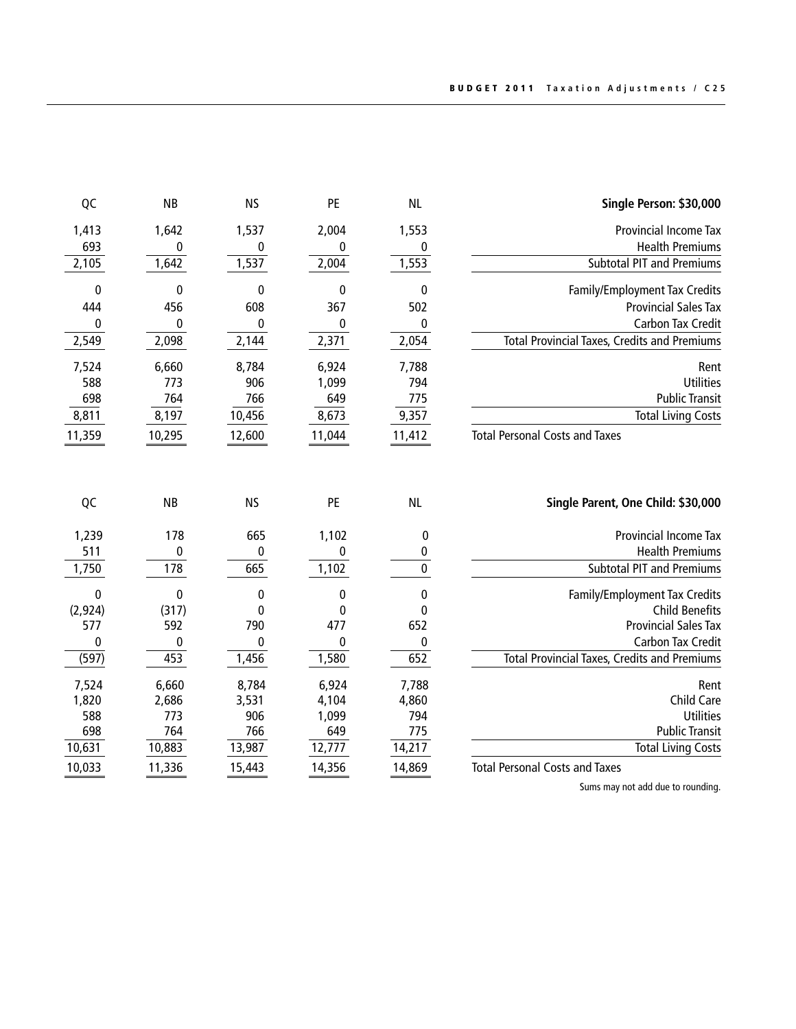| Single Person: $30,000 | QC | NB | NS | PE | NL |
|---|---|---|---|---|---|
| Provincial Income Tax | 1,413 | 1,642 | 1,537 | 2,004 | 1,553 |
| Health Premiums | 693 | 0 | 0 | 0 | 0 |
| Subtotal PIT and Premiums | 2,105 | 1,642 | 1,537 | 2,004 | 1,553 |
| Family/Employment Tax Credits | 0 | 0 | 0 | 0 | 0 |
| Provincial Sales Tax | 444 | 456 | 608 | 367 | 502 |
| Carbon Tax Credit | 0 | 0 | 0 | 0 | 0 |
| Total Provincial Taxes, Credits and Premiums | 2,549 | 2,098 | 2,144 | 2,371 | 2,054 |
| Rent | 7,524 | 6,660 | 8,784 | 6,924 | 7,788 |
| Utilities | 588 | 773 | 906 | 1,099 | 794 |
| Public Transit | 698 | 764 | 766 | 649 | 775 |
| Total Living Costs | 8,811 | 8,197 | 10,456 | 8,673 | 9,357 |
| Total Personal Costs and Taxes | 11,359 | 10,295 | 12,600 | 11,044 | 11,412 |

| Single Parent, One Child: $30,000 | QC | NB | NS | PE | NL |
|---|---|---|---|---|---|
| Provincial Income Tax | 1,239 | 178 | 665 | 1,102 | 0 |
| Health Premiums | 511 | 0 | 0 | 0 | 0 |
| Subtotal PIT and Premiums | 1,750 | 178 | 665 | 1,102 | 0 |
| Family/Employment Tax Credits | 0 | 0 | 0 | 0 | 0 |
| Child Benefits | (2,924) | (317) | 0 | 0 | 0 |
| Provincial Sales Tax | 577 | 592 | 790 | 477 | 652 |
| Carbon Tax Credit | 0 | 0 | 0 | 0 | 0 |
| Total Provincial Taxes, Credits and Premiums | (597) | 453 | 1,456 | 1,580 | 652 |
| Rent | 7,524 | 6,660 | 8,784 | 6,924 | 7,788 |
| Child Care | 1,820 | 2,686 | 3,531 | 4,104 | 4,860 |
| Utilities | 588 | 773 | 906 | 1,099 | 794 |
| Public Transit | 698 | 764 | 766 | 649 | 775 |
| Total Living Costs | 10,631 | 10,883 | 13,987 | 12,777 | 14,217 |
| Total Personal Costs and Taxes | 10,033 | 11,336 | 15,443 | 14,356 | 14,869 |

Sums may not add due to rounding.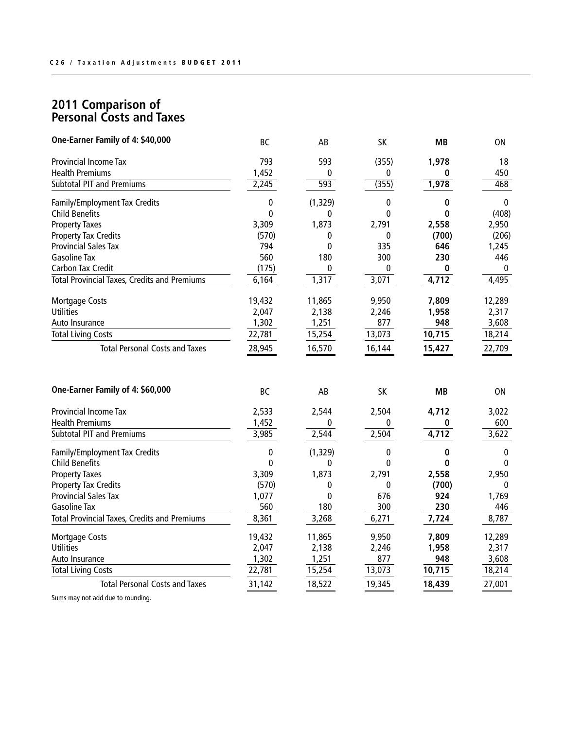## 2011 Comparison of Personal Costs and Taxes

| One-Earner Family of 4: $40,000 | BC | AB | SK | **MB** | ON |
|---|---|---|---|---|---|
| Provincial Income Tax | 793 | 593 | (355) | **1,978** | 18 |
| Health Premiums | 1,452 | 0 | 0 | **0** | 450 |
| Subtotal PIT and Premiums | 2,245 | 593 | (355) | **1,978** | 468 |
| Family/Employment Tax Credits | 0 | (1,329) | 0 | **0** | 0 |
| Child Benefits | 0 | 0 | 0 | **0** | (408) |
| Property Taxes | 3,309 | 1,873 | 2,791 | **2,558** | 2,950 |
| Property Tax Credits | (570) | 0 | 0 | **(700)** | (206) |
| Provincial Sales Tax | 794 | 0 | 335 | **646** | 1,245 |
| Gasoline Tax | 560 | 180 | 300 | **230** | 446 |
| Carbon Tax Credit | (175) | 0 | 0 | **0** | 0 |
| Total Provincial Taxes, Credits and Premiums | 6,164 | 1,317 | 3,071 | **4,712** | 4,495 |
| Mortgage Costs | 19,432 | 11,865 | 9,950 | **7,809** | 12,289 |
| Utilities | 2,047 | 2,138 | 2,246 | **1,958** | 2,317 |
| Auto Insurance | 1,302 | 1,251 | 877 | **948** | 3,608 |
| Total Living Costs | 22,781 | 15,254 | 13,073 | **10,715** | 18,214 |
| Total Personal Costs and Taxes | 28,945 | 16,570 | 16,144 | **15,427** | 22,709 |

| One-Earner Family of 4: $60,000 | BC | AB | SK | **MB** | ON |
|---|---|---|---|---|---|
| Provincial Income Tax | 2,533 | 2,544 | 2,504 | **4,712** | 3,022 |
| Health Premiums | 1,452 | 0 | 0 | **0** | 600 |
| Subtotal PIT and Premiums | 3,985 | 2,544 | 2,504 | **4,712** | 3,622 |
| Family/Employment Tax Credits | 0 | (1,329) | 0 | **0** | 0 |
| Child Benefits | 0 | 0 | 0 | **0** | 0 |
| Property Taxes | 3,309 | 1,873 | 2,791 | **2,558** | 2,950 |
| Property Tax Credits | (570) | 0 | 0 | **(700)** | 0 |
| Provincial Sales Tax | 1,077 | 0 | 676 | **924** | 1,769 |
| Gasoline Tax | 560 | 180 | 300 | **230** | 446 |
| Total Provincial Taxes, Credits and Premiums | 8,361 | 3,268 | 6,271 | **7,724** | 8,787 |
| Mortgage Costs | 19,432 | 11,865 | 9,950 | **7,809** | 12,289 |
| Utilities | 2,047 | 2,138 | 2,246 | **1,958** | 2,317 |
| Auto Insurance | 1,302 | 1,251 | 877 | **948** | 3,608 |
| Total Living Costs | 22,781 | 15,254 | 13,073 | **10,715** | 18,214 |
| Total Personal Costs and Taxes | 31,142 | 18,522 | 19,345 | **18,439** | 27,001 |

Sums may not add due to rounding.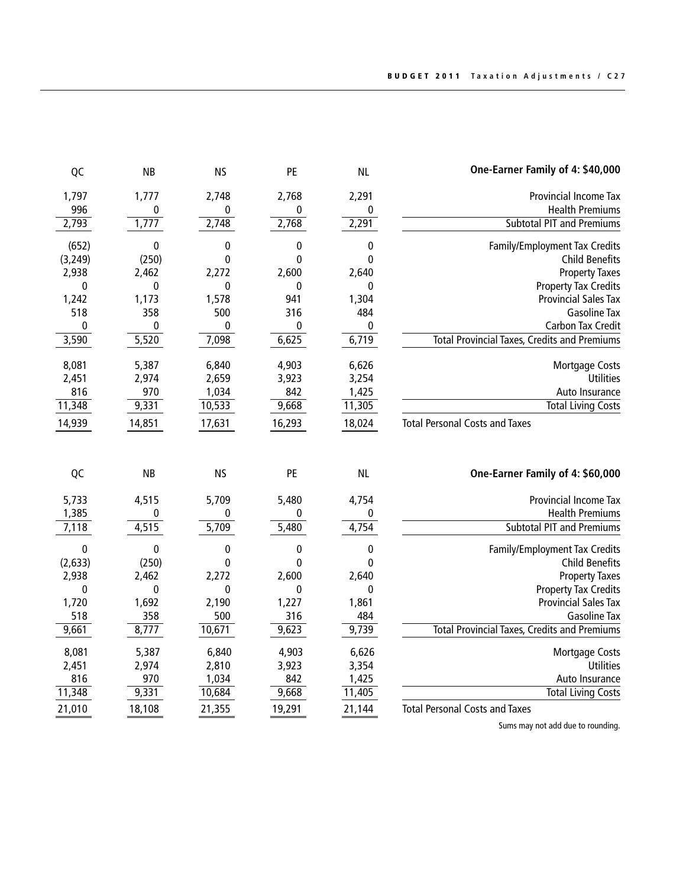| One-Earner Family of 4: $40,000 | QC | NB | NS | PE | NL |
|---|---|---|---|---|---|
| Provincial Income Tax | 1,797 | 1,777 | 2,748 | 2,768 | 2,291 |
| Health Premiums | 996 | 0 | 0 | 0 | 0 |
| Subtotal PIT and Premiums | 2,793 | 1,777 | 2,748 | 2,768 | 2,291 |
| Family/Employment Tax Credits | (652) | 0 | 0 | 0 | 0 |
| Child Benefits | (3,249) | (250) | 0 | 0 | 0 |
| Property Taxes | 2,938 | 2,462 | 2,272 | 2,600 | 2,640 |
| Property Tax Credits | 0 | 0 | 0 | 0 | 0 |
| Provincial Sales Tax | 1,242 | 1,173 | 1,578 | 941 | 1,304 |
| Gasoline Tax | 518 | 358 | 500 | 316 | 484 |
| Carbon Tax Credit | 0 | 0 | 0 | 0 | 0 |
| Total Provincial Taxes, Credits and Premiums | 3,590 | 5,520 | 7,098 | 6,625 | 6,719 |
| Mortgage Costs | 8,081 | 5,387 | 6,840 | 4,903 | 6,626 |
| Utilities | 2,451 | 2,974 | 2,659 | 3,923 | 3,254 |
| Auto Insurance | 816 | 970 | 1,034 | 842 | 1,425 |
| Total Living Costs | 11,348 | 9,331 | 10,533 | 9,668 | 11,305 |
| Total Personal Costs and Taxes | 14,939 | 14,851 | 17,631 | 16,293 | 18,024 |

| One-Earner Family of 4: $60,000 | QC | NB | NS | PE | NL |
|---|---|---|---|---|---|
| Provincial Income Tax | 5,733 | 4,515 | 5,709 | 5,480 | 4,754 |
| Health Premiums | 1,385 | 0 | 0 | 0 | 0 |
| Subtotal PIT and Premiums | 7,118 | 4,515 | 5,709 | 5,480 | 4,754 |
| Family/Employment Tax Credits | 0 | 0 | 0 | 0 | 0 |
| Child Benefits | (2,633) | (250) | 0 | 0 | 0 |
| Property Taxes | 2,938 | 2,462 | 2,272 | 2,600 | 2,640 |
| Property Tax Credits | 0 | 0 | 0 | 0 | 0 |
| Provincial Sales Tax | 1,720 | 1,692 | 2,190 | 1,227 | 1,861 |
| Gasoline Tax | 518 | 358 | 500 | 316 | 484 |
| Total Provincial Taxes, Credits and Premiums | 9,661 | 8,777 | 10,671 | 9,623 | 9,739 |
| Mortgage Costs | 8,081 | 5,387 | 6,840 | 4,903 | 6,626 |
| Utilities | 2,451 | 2,974 | 2,810 | 3,923 | 3,354 |
| Auto Insurance | 816 | 970 | 1,034 | 842 | 1,425 |
| Total Living Costs | 11,348 | 9,331 | 10,684 | 9,668 | 11,405 |
| Total Personal Costs and Taxes | 21,010 | 18,108 | 21,355 | 19,291 | 21,144 |

Sums may not add due to rounding.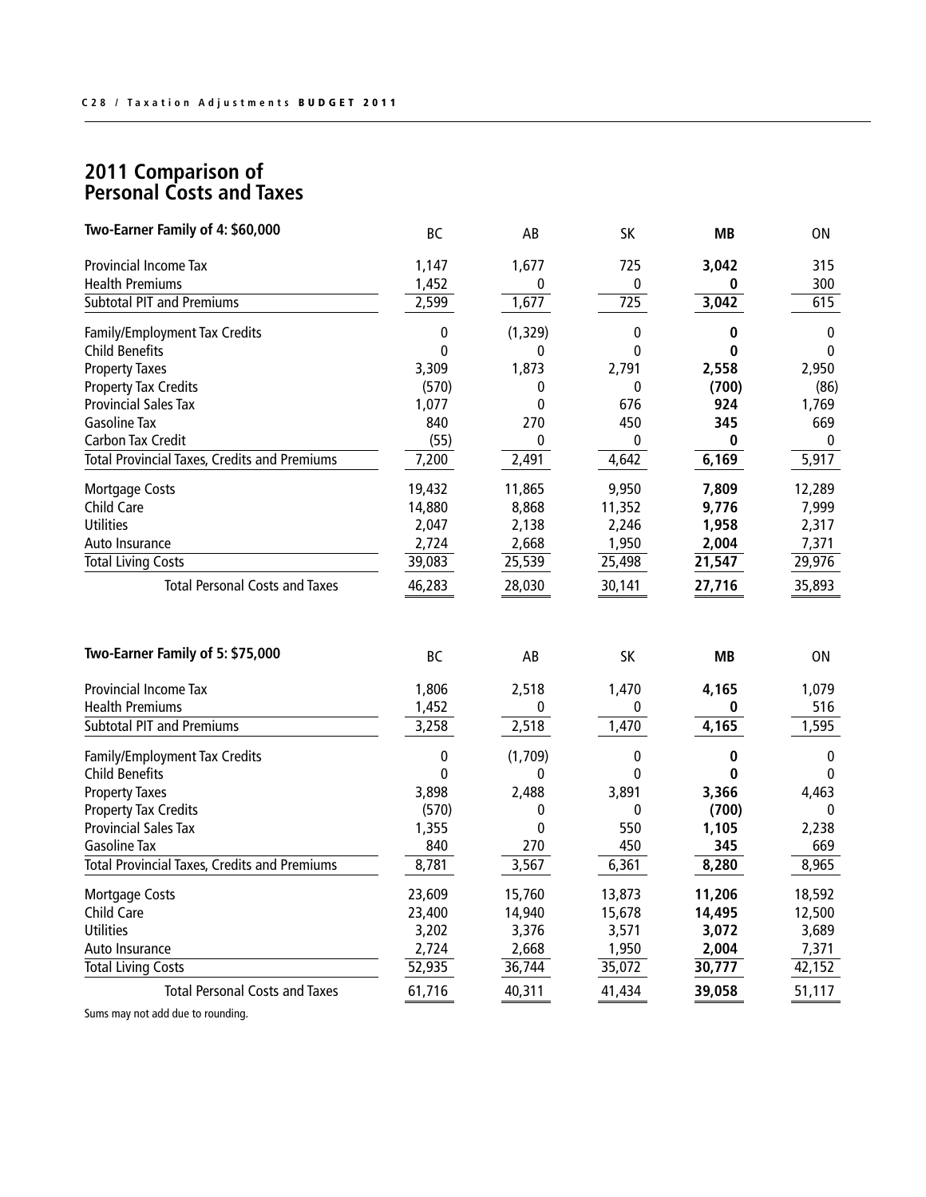## 2011 Comparison of Personal Costs and Taxes

| Two-Earner Family of 4: $60,000 | BC | AB | SK | **MB** | ON |
|---|---|---|---|---|---|
| Provincial Income Tax | 1,147 | 1,677 | 725 | **3,042** | 315 |
| Health Premiums | 1,452 | 0 | 0 | **0** | 300 |
| Subtotal PIT and Premiums | 2,599 | 1,677 | 725 | **3,042** | 615 |
| Family/Employment Tax Credits | 0 | (1,329) | 0 | **0** | 0 |
| Child Benefits | 0 | 0 | 0 | **0** | 0 |
| Property Taxes | 3,309 | 1,873 | 2,791 | **2,558** | 2,950 |
| Property Tax Credits | (570) | 0 | 0 | **(700)** | (86) |
| Provincial Sales Tax | 1,077 | 0 | 676 | **924** | 1,769 |
| Gasoline Tax | 840 | 270 | 450 | **345** | 669 |
| Carbon Tax Credit | (55) | 0 | 0 | **0** | 0 |
| Total Provincial Taxes, Credits and Premiums | 7,200 | 2,491 | 4,642 | **6,169** | 5,917 |
| Mortgage Costs | 19,432 | 11,865 | 9,950 | **7,809** | 12,289 |
| Child Care | 14,880 | 8,868 | 11,352 | **9,776** | 7,999 |
| Utilities | 2,047 | 2,138 | 2,246 | **1,958** | 2,317 |
| Auto Insurance | 2,724 | 2,668 | 1,950 | **2,004** | 7,371 |
| Total Living Costs | 39,083 | 25,539 | 25,498 | **21,547** | 29,976 |
| Total Personal Costs and Taxes | 46,283 | 28,030 | 30,141 | **27,716** | 35,893 |

| Two-Earner Family of 5: $75,000 | BC | AB | SK | **MB** | ON |
|---|---|---|---|---|---|
| Provincial Income Tax | 1,806 | 2,518 | 1,470 | **4,165** | 1,079 |
| Health Premiums | 1,452 | 0 | 0 | **0** | 516 |
| Subtotal PIT and Premiums | 3,258 | 2,518 | 1,470 | **4,165** | 1,595 |
| Family/Employment Tax Credits | 0 | (1,709) | 0 | **0** | 0 |
| Child Benefits | 0 | 0 | 0 | **0** | 0 |
| Property Taxes | 3,898 | 2,488 | 3,891 | **3,366** | 4,463 |
| Property Tax Credits | (570) | 0 | 0 | **(700)** | 0 |
| Provincial Sales Tax | 1,355 | 0 | 550 | **1,105** | 2,238 |
| Gasoline Tax | 840 | 270 | 450 | **345** | 669 |
| Total Provincial Taxes, Credits and Premiums | 8,781 | 3,567 | 6,361 | **8,280** | 8,965 |
| Mortgage Costs | 23,609 | 15,760 | 13,873 | **11,206** | 18,592 |
| Child Care | 23,400 | 14,940 | 15,678 | **14,495** | 12,500 |
| Utilities | 3,202 | 3,376 | 3,571 | **3,072** | 3,689 |
| Auto Insurance | 2,724 | 2,668 | 1,950 | **2,004** | 7,371 |
| Total Living Costs | 52,935 | 36,744 | 35,072 | **30,777** | 42,152 |
| Total Personal Costs and Taxes | 61,716 | 40,311 | 41,434 | **39,058** | 51,117 |

Sums may not add due to rounding.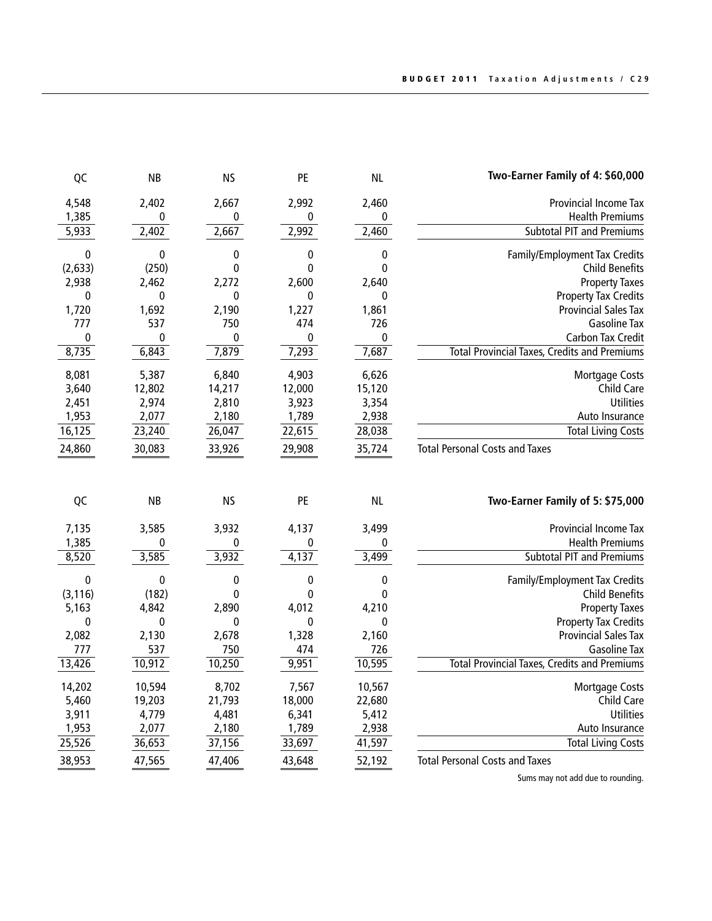| Two-Earner Family of 4: $60,000 | QC | NB | NS | PE | NL |
|---|---|---|---|---|---|
| Provincial Income Tax | 4,548 | 2,402 | 2,667 | 2,992 | 2,460 |
| Health Premiums | 1,385 | 0 | 0 | 0 | 0 |
| Subtotal PIT and Premiums | 5,933 | 2,402 | 2,667 | 2,992 | 2,460 |
| Family/Employment Tax Credits | 0 | 0 | 0 | 0 | 0 |
| Child Benefits | (2,633) | (250) | 0 | 0 | 0 |
| Property Taxes | 2,938 | 2,462 | 2,272 | 2,600 | 2,640 |
| Property Tax Credits | 0 | 0 | 0 | 0 | 0 |
| Provincial Sales Tax | 1,720 | 1,692 | 2,190 | 1,227 | 1,861 |
| Gasoline Tax | 777 | 537 | 750 | 474 | 726 |
| Carbon Tax Credit | 0 | 0 | 0 | 0 | 0 |
| Total Provincial Taxes, Credits and Premiums | 8,735 | 6,843 | 7,879 | 7,293 | 7,687 |
| Mortgage Costs | 8,081 | 5,387 | 6,840 | 4,903 | 6,626 |
| Child Care | 3,640 | 12,802 | 14,217 | 12,000 | 15,120 |
| Utilities | 2,451 | 2,974 | 2,810 | 3,923 | 3,354 |
| Auto Insurance | 1,953 | 2,077 | 2,180 | 1,789 | 2,938 |
| Total Living Costs | 16,125 | 23,240 | 26,047 | 22,615 | 28,038 |
| Total Personal Costs and Taxes | 24,860 | 30,083 | 33,926 | 29,908 | 35,724 |

| Two-Earner Family of 5: $75,000 | QC | NB | NS | PE | NL |
|---|---|---|---|---|---|
| Provincial Income Tax | 7,135 | 3,585 | 3,932 | 4,137 | 3,499 |
| Health Premiums | 1,385 | 0 | 0 | 0 | 0 |
| Subtotal PIT and Premiums | 8,520 | 3,585 | 3,932 | 4,137 | 3,499 |
| Family/Employment Tax Credits | 0 | 0 | 0 | 0 | 0 |
| Child Benefits | (3,116) | (182) | 0 | 0 | 0 |
| Property Taxes | 5,163 | 4,842 | 2,890 | 4,012 | 4,210 |
| Property Tax Credits | 0 | 0 | 0 | 0 | 0 |
| Provincial Sales Tax | 2,082 | 2,130 | 2,678 | 1,328 | 2,160 |
| Gasoline Tax | 777 | 537 | 750 | 474 | 726 |
| Total Provincial Taxes, Credits and Premiums | 13,426 | 10,912 | 10,250 | 9,951 | 10,595 |
| Mortgage Costs | 14,202 | 10,594 | 8,702 | 7,567 | 10,567 |
| Child Care | 5,460 | 19,203 | 21,793 | 18,000 | 22,680 |
| Utilities | 3,911 | 4,779 | 4,481 | 6,341 | 5,412 |
| Auto Insurance | 1,953 | 2,077 | 2,180 | 1,789 | 2,938 |
| Total Living Costs | 25,526 | 36,653 | 37,156 | 33,697 | 41,597 |
| Total Personal Costs and Taxes | 38,953 | 47,565 | 47,406 | 43,648 | 52,192 |

Sums may not add due to rounding.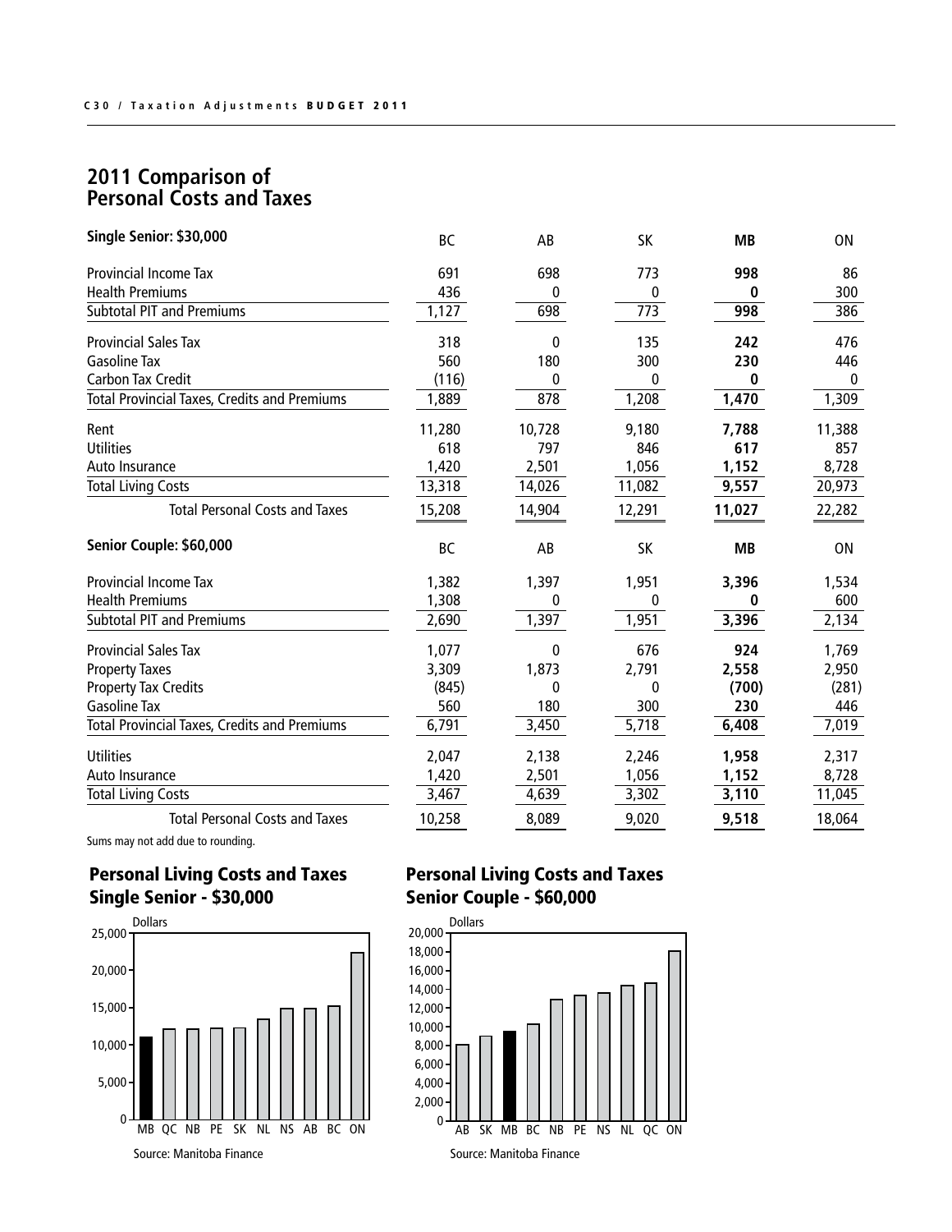## 2011 Comparison of Personal Costs and Taxes

| Single Senior: $30,000 | BC | AB | SK | **MB** | ON |
|---|---|---|---|---|---|
| Provincial Income Tax | 691 | 698 | 773 | **998** | 86 |
| Health Premiums | 436 | 0 | 0 | **0** | 300 |
| Subtotal PIT and Premiums | 1,127 | 698 | 773 | **998** | 386 |
| Provincial Sales Tax | 318 | 0 | 135 | **242** | 476 |
| Gasoline Tax | 560 | 180 | 300 | **230** | 446 |
| Carbon Tax Credit | (116) | 0 | 0 | **0** | 0 |
| Total Provincial Taxes, Credits and Premiums | 1,889 | 878 | 1,208 | **1,470** | 1,309 |
| Rent | 11,280 | 10,728 | 9,180 | **7,788** | 11,388 |
| Utilities | 618 | 797 | 846 | **617** | 857 |
| Auto Insurance | 1,420 | 2,501 | 1,056 | **1,152** | 8,728 |
| Total Living Costs | 13,318 | 14,026 | 11,082 | **9,557** | 20,973 |
| Total Personal Costs and Taxes | 15,208 | 14,904 | 12,291 | **11,027** | 22,282 |

| Senior Couple: $60,000 | BC | AB | SK | **MB** | ON |
|---|---|---|---|---|---|
| Provincial Income Tax | 1,382 | 1,397 | 1,951 | **3,396** | 1,534 |
| Health Premiums | 1,308 | 0 | 0 | **0** | 600 |
| Subtotal PIT and Premiums | 2,690 | 1,397 | 1,951 | **3,396** | 2,134 |
| Provincial Sales Tax | 1,077 | 0 | 676 | **924** | 1,769 |
| Property Taxes | 3,309 | 1,873 | 2,791 | **2,558** | 2,950 |
| Property Tax Credits | (845) | 0 | 0 | **(700)** | (281) |
| Gasoline Tax | 560 | 180 | 300 | **230** | 446 |
| Total Provincial Taxes, Credits and Premiums | 6,791 | 3,450 | 5,718 | **6,408** | 7,019 |
| Utilities | 2,047 | 2,138 | 2,246 | **1,958** | 2,317 |
| Auto Insurance | 1,420 | 2,501 | 1,056 | **1,152** | 8,728 |
| Total Living Costs | 3,467 | 4,639 | 3,302 | **3,110** | 11,045 |
| Total Personal Costs and Taxes | 10,258 | 8,089 | 9,020 | **9,518** | 18,064 |

Sums may not add due to rounding.

### Personal Living Costs and Taxes Single Senior - $30,000

Source: Manitoba Finance

### Personal Living Costs and Taxes Senior Couple - $60,000

Source: Manitoba Finance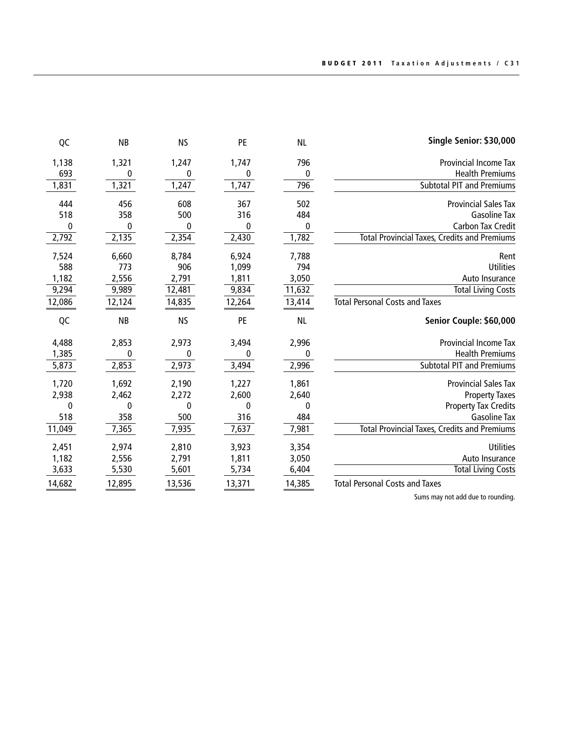| Single Senior: $30,000 | QC | NB | NS | PE | NL |
|---|---|---|---|---|---|
| Provincial Income Tax | 1,138 | 1,321 | 1,247 | 1,747 | 796 |
| Health Premiums | 693 | 0 | 0 | 0 | 0 |
| Subtotal PIT and Premiums | 1,831 | 1,321 | 1,247 | 1,747 | 796 |
| Provincial Sales Tax | 444 | 456 | 608 | 367 | 502 |
| Gasoline Tax | 518 | 358 | 500 | 316 | 484 |
| Carbon Tax Credit | 0 | 0 | 0 | 0 | 0 |
| Total Provincial Taxes, Credits and Premiums | 2,792 | 2,135 | 2,354 | 2,430 | 1,782 |
| Rent | 7,524 | 6,660 | 8,784 | 6,924 | 7,788 |
| Utilities | 588 | 773 | 906 | 1,099 | 794 |
| Auto Insurance | 1,182 | 2,556 | 2,791 | 1,811 | 3,050 |
| Total Living Costs | 9,294 | 9,989 | 12,481 | 9,834 | 11,632 |
| Total Personal Costs and Taxes | 12,086 | 12,124 | 14,835 | 12,264 | 13,414 |

| Senior Couple: $60,000 | QC | NB | NS | PE | NL |
|---|---|---|---|---|---|
| Provincial Income Tax | 4,488 | 2,853 | 2,973 | 3,494 | 2,996 |
| Health Premiums | 1,385 | 0 | 0 | 0 | 0 |
| Subtotal PIT and Premiums | 5,873 | 2,853 | 2,973 | 3,494 | 2,996 |
| Provincial Sales Tax | 1,720 | 1,692 | 2,190 | 1,227 | 1,861 |
| Property Taxes | 2,938 | 2,462 | 2,272 | 2,600 | 2,640 |
| Property Tax Credits | 0 | 0 | 0 | 0 | 0 |
| Gasoline Tax | 518 | 358 | 500 | 316 | 484 |
| Total Provincial Taxes, Credits and Premiums | 11,049 | 7,365 | 7,935 | 7,637 | 7,981 |
| Utilities | 2,451 | 2,974 | 2,810 | 3,923 | 3,354 |
| Auto Insurance | 1,182 | 2,556 | 2,791 | 1,811 | 3,050 |
| Total Living Costs | 3,633 | 5,530 | 5,601 | 5,734 | 6,404 |
| Total Personal Costs and Taxes | 14,682 | 12,895 | 13,536 | 13,371 | 14,385 |

Sums may not add due to rounding.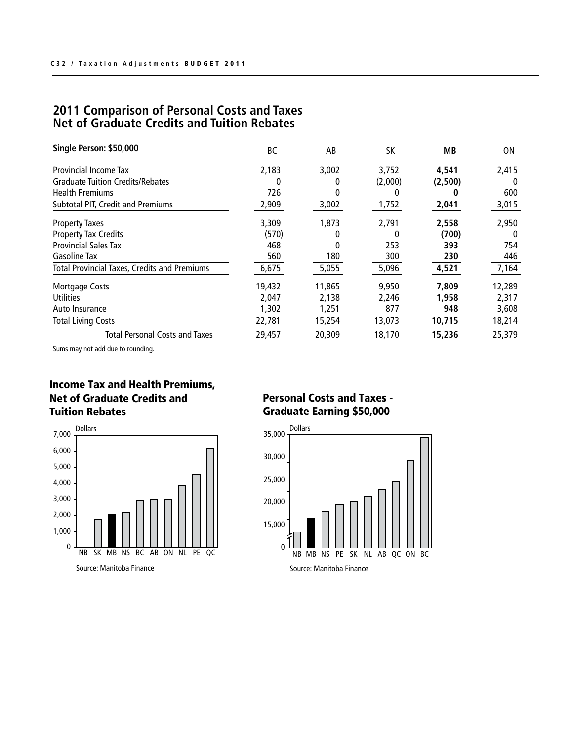## 2011 Comparison of Personal Costs and Taxes Net of Graduate Credits and Tuition Rebates

| Single Person: $50,000 | BC | AB | SK | **MB** | ON |
|---|---|---|---|---|---|
| Provincial Income Tax | 2,183 | 3,002 | 3,752 | **4,541** | 2,415 |
| Graduate Tuition Credits/Rebates | 0 | 0 | (2,000) | **(2,500)** | 0 |
| Health Premiums | 726 | 0 | 0 | **0** | 600 |
| Subtotal PIT, Credit and Premiums | 2,909 | 3,002 | 1,752 | **2,041** | 3,015 |
| Property Taxes | 3,309 | 1,873 | 2,791 | **2,558** | 2,950 |
| Property Tax Credits | (570) | 0 | 0 | **(700)** | 0 |
| Provincial Sales Tax | 468 | 0 | 253 | **393** | 754 |
| Gasoline Tax | 560 | 180 | 300 | **230** | 446 |
| Total Provincial Taxes, Credits and Premiums | 6,675 | 5,055 | 5,096 | **4,521** | 7,164 |
| Mortgage Costs | 19,432 | 11,865 | 9,950 | **7,809** | 12,289 |
| Utilities | 2,047 | 2,138 | 2,246 | **1,958** | 2,317 |
| Auto Insurance | 1,302 | 1,251 | 877 | **948** | 3,608 |
| Total Living Costs | 22,781 | 15,254 | 13,073 | **10,715** | 18,214 |
| Total Personal Costs and Taxes | 29,457 | 20,309 | 18,170 | **15,236** | 25,379 |

Sums may not add due to rounding.

### Income Tax and Health Premiums, Net of Graduate Credits and Tuition Rebates

Source: Manitoba Finance

### Personal Costs and Taxes - Graduate Earning $50,000

Source: Manitoba Finance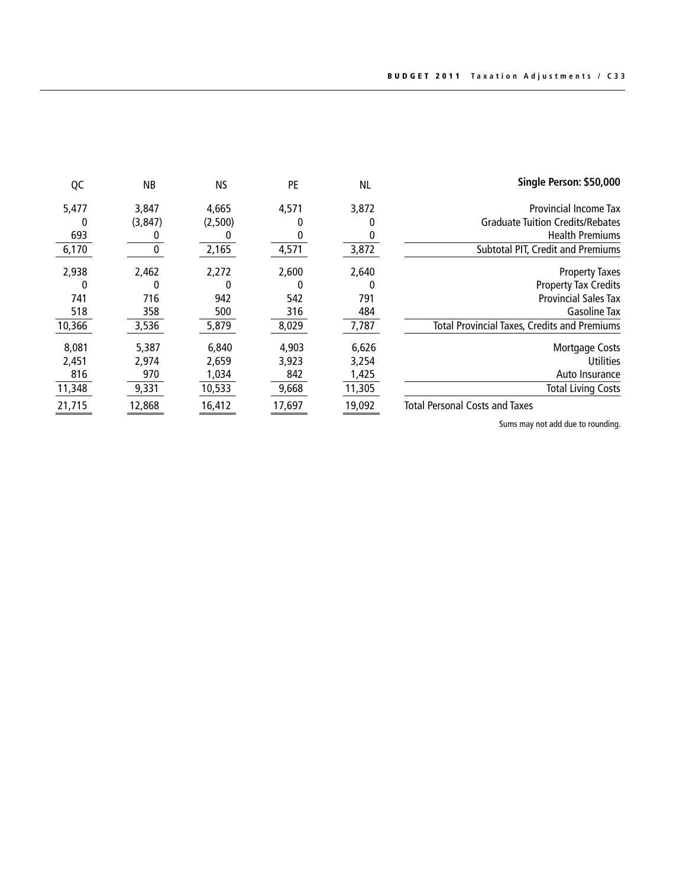| QC | NB | NS | PE | NL | Single Person: $50,000 |
|---|---|---|---|---|---|
| 5,477 | 3,847 | 4,665 | 4,571 | 3,872 | Provincial Income Tax |
| 0 | (3,847) | (2,500) | 0 | 0 | Graduate Tuition Credits/Rebates |
| 693 | 0 | 0 | 0 | 0 | Health Premiums |
| 6,170 | 0 | 2,165 | 4,571 | 3,872 | Subtotal PIT, Credit and Premiums |
| 2,938 | 2,462 | 2,272 | 2,600 | 2,640 | Property Taxes |
| 0 | 0 | 0 | 0 | 0 | Property Tax Credits |
| 741 | 716 | 942 | 542 | 791 | Provincial Sales Tax |
| 518 | 358 | 500 | 316 | 484 | Gasoline Tax |
| 10,366 | 3,536 | 5,879 | 8,029 | 7,787 | Total Provincial Taxes, Credits and Premiums |
| 8,081 | 5,387 | 6,840 | 4,903 | 6,626 | Mortgage Costs |
| 2,451 | 2,974 | 2,659 | 3,923 | 3,254 | Utilities |
| 816 | 970 | 1,034 | 842 | 1,425 | Auto Insurance |
| 11,348 | 9,331 | 10,533 | 9,668 | 11,305 | Total Living Costs |
| 21,715 | 12,868 | 16,412 | 17,697 | 19,092 | Total Personal Costs and Taxes |

Sums may not add due to rounding.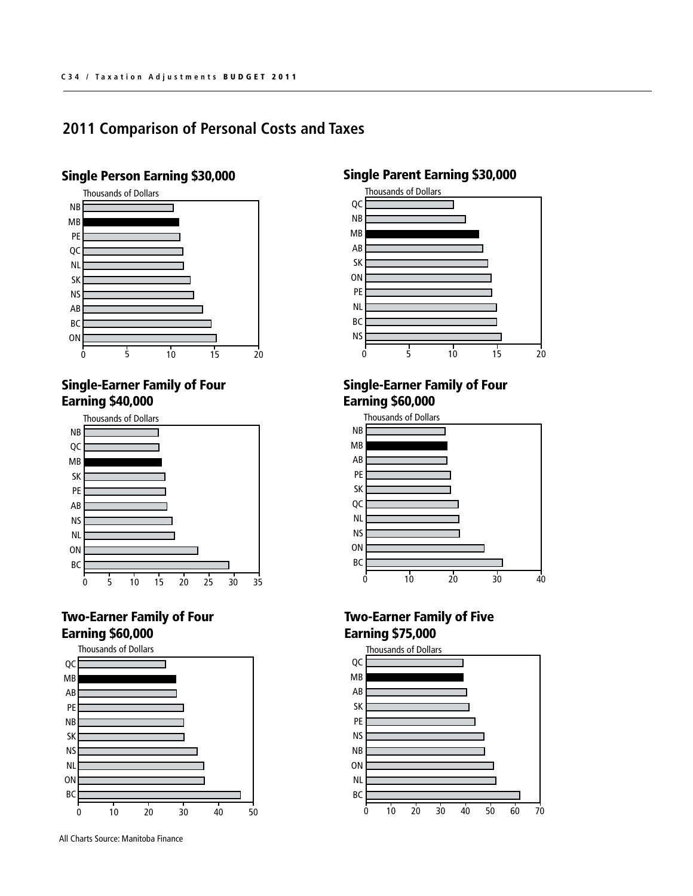## 2011 Comparison of Personal Costs and Taxes

### Single Person Earning $30,000

Thousands of Dollars

NB, MB, PE, QC, NL, SK, NS, AB, BC, ON

0 5 10 15 20

### Single Parent Earning $30,000

Thousands of Dollars

QC, NB, MB, AB, SK, ON, PE, NL, BC, NS

0 5 10 15 20

### Single-Earner Family of Four Earning $40,000

Thousands of Dollars

NB, QC, MB, SK, PE, AB, NS, NL, ON, BC

0 5 10 15 20 25 30 35

### Single-Earner Family of Four Earning $60,000

Thousands of Dollars

NB, MB, AB, PE, SK, QC, NL, NS, ON, BC

0 10 20 30 40

### Two-Earner Family of Four Earning $60,000

Thousands of Dollars

QC, MB, AB, PE, NB, SK, NS, NL, ON, BC

0 10 20 30 40 50

### Two-Earner Family of Five Earning $75,000

Thousands of Dollars

QC, MB, AB, SK, PE, NS, NB, ON, NL, BC

0 10 20 30 40 50 60 70

All Charts Source: Manitoba Finance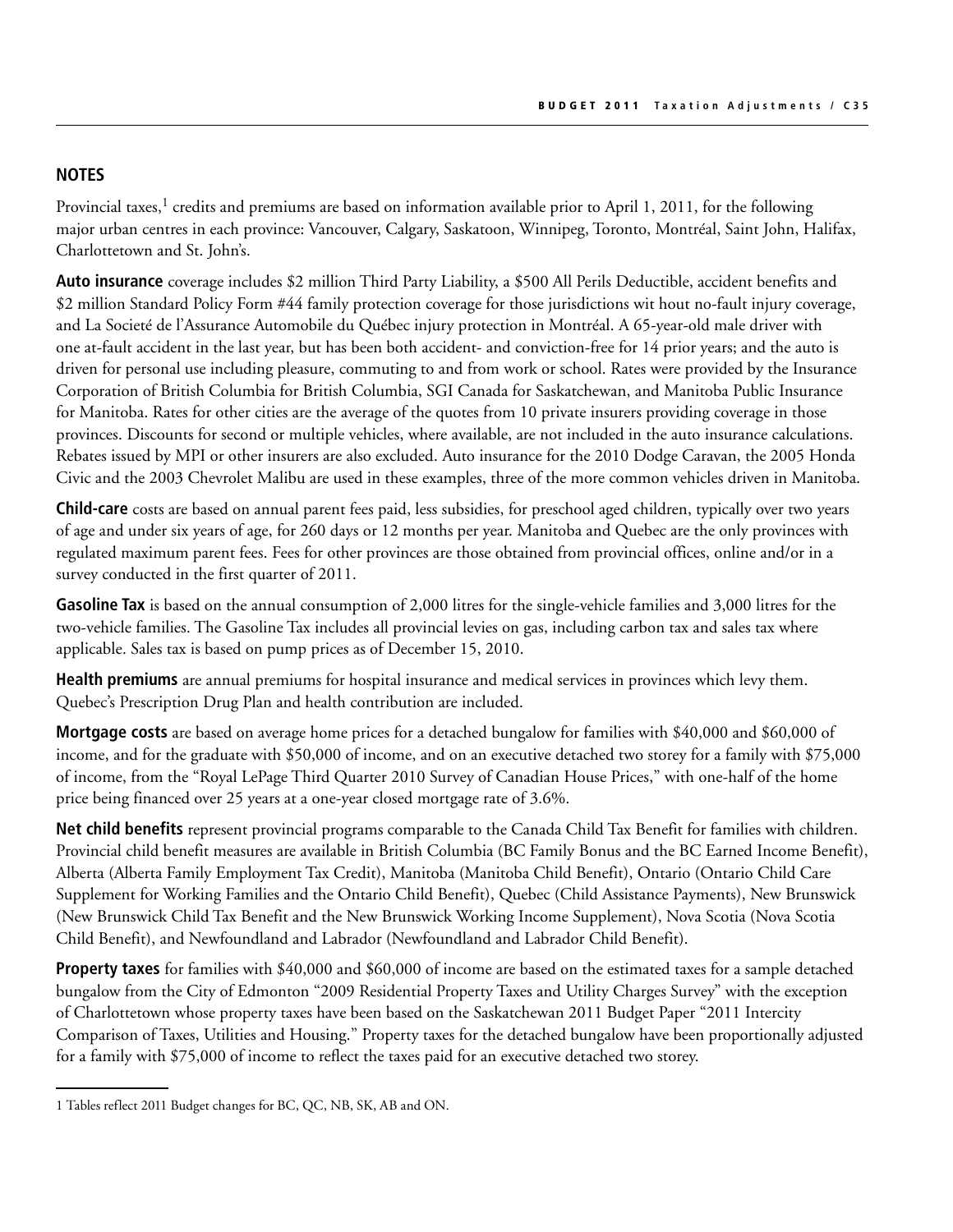## NOTES

Provincial taxes,[1] credits and premiums are based on information available prior to April 1, 2011, for the following major urban centres in each province: Vancouver, Calgary, Saskatoon, Winnipeg, Toronto, Montréal, Saint John, Halifax, Charlottetown and St. John's.

**Auto insurance** coverage includes $2 million Third Party Liability, a $500 All Perils Deductible, accident benefits and $2 million Standard Policy Form #44 family protection coverage for those jurisdictions wit hout no-fault injury coverage, and La Societé de l'Assurance Automobile du Québec injury protection in Montréal. A 65-year-old male driver with one at-fault accident in the last year, but has been both accident- and conviction-free for 14 prior years; and the auto is driven for personal use including pleasure, commuting to and from work or school. Rates were provided by the Insurance Corporation of British Columbia for British Columbia, SGI Canada for Saskatchewan, and Manitoba Public Insurance for Manitoba. Rates for other cities are the average of the quotes from 10 private insurers providing coverage in those provinces. Discounts for second or multiple vehicles, where available, are not included in the auto insurance calculations. Rebates issued by MPI or other insurers are also excluded. Auto insurance for the 2010 Dodge Caravan, the 2005 Honda Civic and the 2003 Chevrolet Malibu are used in these examples, three of the more common vehicles driven in Manitoba.

**Child-care** costs are based on annual parent fees paid, less subsidies, for preschool aged children, typically over two years of age and under six years of age, for 260 days or 12 months per year. Manitoba and Quebec are the only provinces with regulated maximum parent fees. Fees for other provinces are those obtained from provincial offices, online and/or in a survey conducted in the first quarter of 2011.

**Gasoline Tax** is based on the annual consumption of 2,000 litres for the single-vehicle families and 3,000 litres for the two-vehicle families. The Gasoline Tax includes all provincial levies on gas, including carbon tax and sales tax where applicable. Sales tax is based on pump prices as of December 15, 2010.

**Health premiums** are annual premiums for hospital insurance and medical services in provinces which levy them. Quebec's Prescription Drug Plan and health contribution are included.

**Mortgage costs** are based on average home prices for a detached bungalow for families with $40,000 and $60,000 of income, and for the graduate with $50,000 of income, and on an executive detached two storey for a family with $75,000 of income, from the "Royal LePage Third Quarter 2010 Survey of Canadian House Prices," with one-half of the home price being financed over 25 years at a one-year closed mortgage rate of 3.6%.

**Net child benefits** represent provincial programs comparable to the Canada Child Tax Benefit for families with children. Provincial child benefit measures are available in British Columbia (BC Family Bonus and the BC Earned Income Benefit), Alberta (Alberta Family Employment Tax Credit), Manitoba (Manitoba Child Benefit), Ontario (Ontario Child Care Supplement for Working Families and the Ontario Child Benefit), Quebec (Child Assistance Payments), New Brunswick (New Brunswick Child Tax Benefit and the New Brunswick Working Income Supplement), Nova Scotia (Nova Scotia Child Benefit), and Newfoundland and Labrador (Newfoundland and Labrador Child Benefit).

**Property taxes** for families with $40,000 and $60,000 of income are based on the estimated taxes for a sample detached bungalow from the City of Edmonton "2009 Residential Property Taxes and Utility Charges Survey" with the exception of Charlottetown whose property taxes have been based on the Saskatchewan 2011 Budget Paper "2011 Intercity Comparison of Taxes, Utilities and Housing." Property taxes for the detached bungalow have been proportionally adjusted for a family with $75,000 of income to reflect the taxes paid for an executive detached two storey.

---

1 Tables reflect 2011 Budget changes for BC, QC, NB, SK, AB and ON.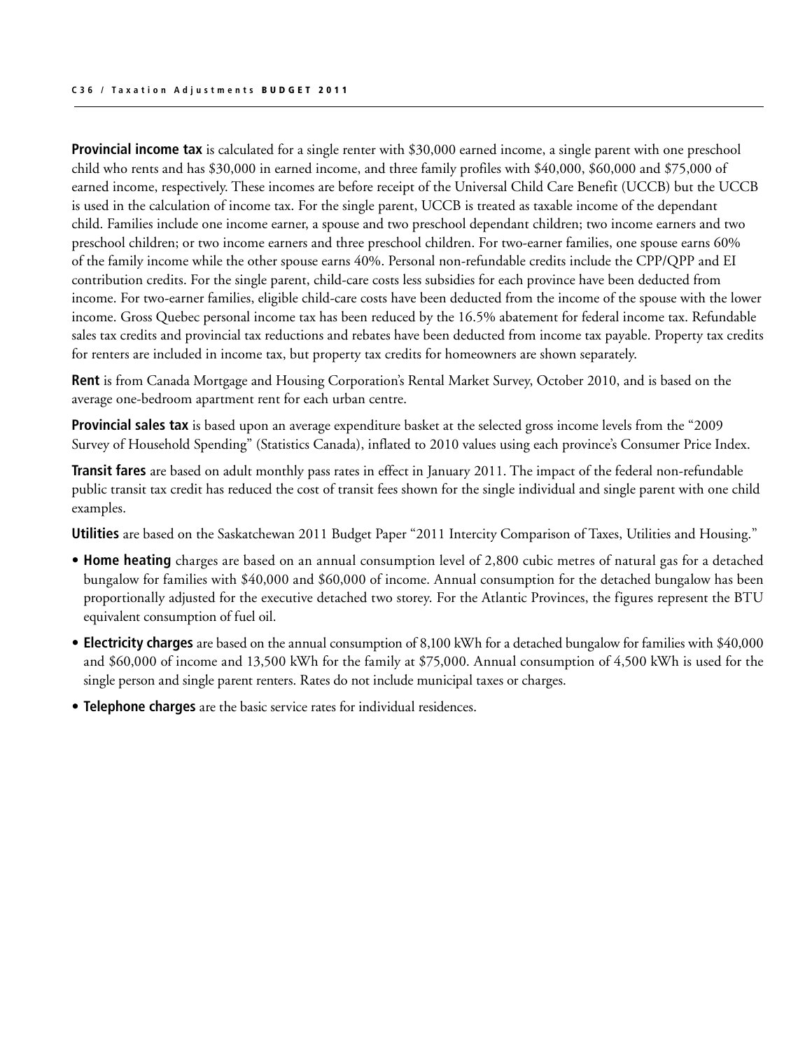**Provincial income tax** is calculated for a single renter with $30,000 earned income, a single parent with one preschool child who rents and has $30,000 in earned income, and three family profiles with $40,000, $60,000 and $75,000 of earned income, respectively. These incomes are before receipt of the Universal Child Care Benefit (UCCB) but the UCCB is used in the calculation of income tax. For the single parent, UCCB is treated as taxable income of the dependant child. Families include one income earner, a spouse and two preschool dependant children; two income earners and two preschool children; or two income earners and three preschool children. For two-earner families, one spouse earns 60% of the family income while the other spouse earns 40%. Personal non-refundable credits include the CPP/QPP and EI contribution credits. For the single parent, child-care costs less subsidies for each province have been deducted from income. For two-earner families, eligible child-care costs have been deducted from the income of the spouse with the lower income. Gross Quebec personal income tax has been reduced by the 16.5% abatement for federal income tax. Refundable sales tax credits and provincial tax reductions and rebates have been deducted from income tax payable. Property tax credits for renters are included in income tax, but property tax credits for homeowners are shown separately.

**Rent** is from Canada Mortgage and Housing Corporation's Rental Market Survey, October 2010, and is based on the average one-bedroom apartment rent for each urban centre.

**Provincial sales tax** is based upon an average expenditure basket at the selected gross income levels from the "2009 Survey of Household Spending" (Statistics Canada), inflated to 2010 values using each province's Consumer Price Index.

**Transit fares** are based on adult monthly pass rates in effect in January 2011. The impact of the federal non-refundable public transit tax credit has reduced the cost of transit fees shown for the single individual and single parent with one child examples.

**Utilities** are based on the Saskatchewan 2011 Budget Paper "2011 Intercity Comparison of Taxes, Utilities and Housing."

- **Home heating** charges are based on an annual consumption level of 2,800 cubic metres of natural gas for a detached bungalow for families with $40,000 and $60,000 of income. Annual consumption for the detached bungalow has been proportionally adjusted for the executive detached two storey. For the Atlantic Provinces, the figures represent the BTU equivalent consumption of fuel oil.
- **Electricity charges** are based on the annual consumption of 8,100 kWh for a detached bungalow for families with $40,000 and $60,000 of income and 13,500 kWh for the family at $75,000. Annual consumption of 4,500 kWh is used for the single person and single parent renters. Rates do not include municipal taxes or charges.
- **Telephone charges** are the basic service rates for individual residences.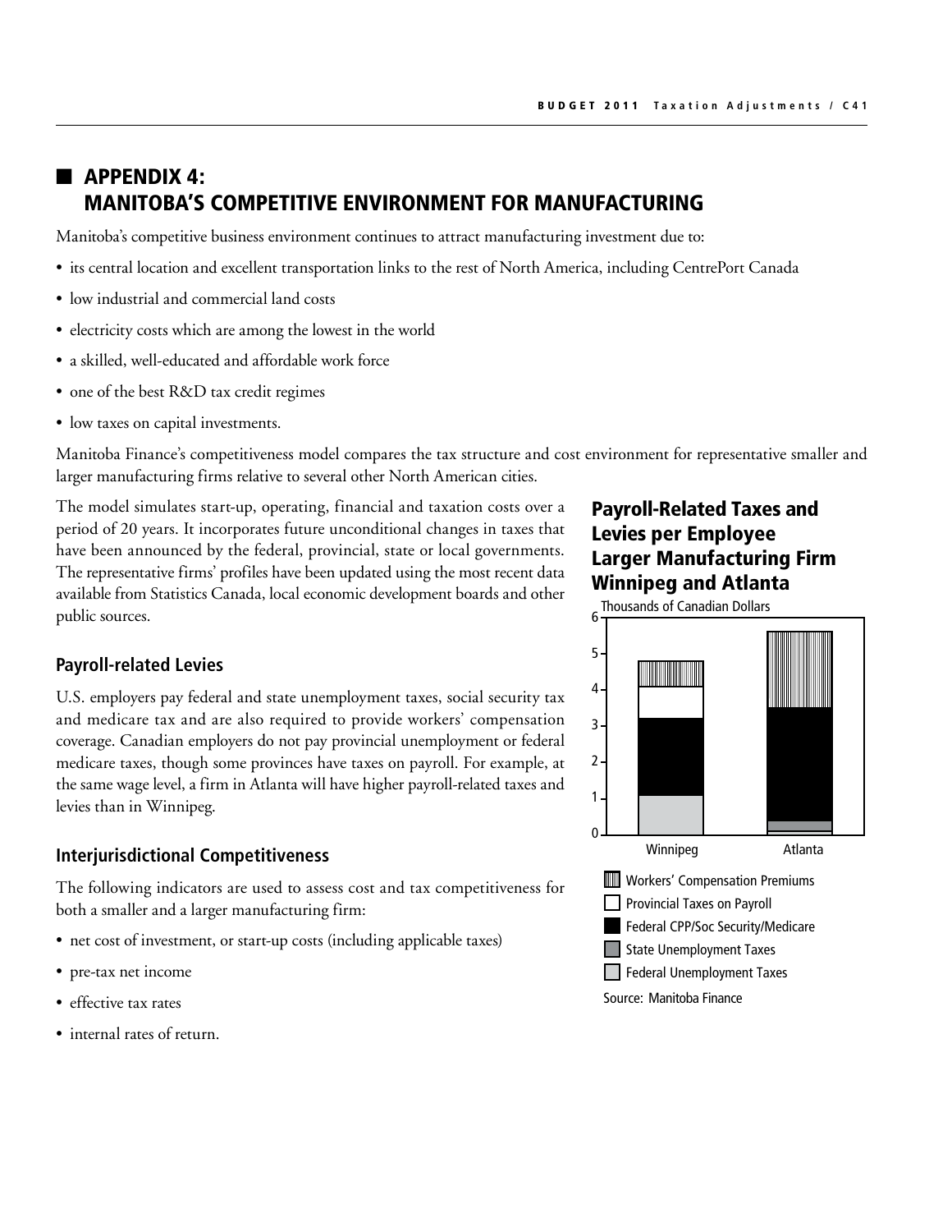## ■ APPENDIX 4: MANITOBA'S COMPETITIVE ENVIRONMENT FOR MANUFACTURING

Manitoba's competitive business environment continues to attract manufacturing investment due to:

- its central location and excellent transportation links to the rest of North America, including CentrePort Canada
- low industrial and commercial land costs
- electricity costs which are among the lowest in the world
- a skilled, well-educated and affordable work force
- one of the best R&D tax credit regimes
- low taxes on capital investments.

Manitoba Finance's competitiveness model compares the tax structure and cost environment for representative smaller and larger manufacturing firms relative to several other North American cities.

The model simulates start-up, operating, financial and taxation costs over a period of 20 years. It incorporates future unconditional changes in taxes that have been announced by the federal, provincial, state or local governments. The representative firms' profiles have been updated using the most recent data available from Statistics Canada, local economic development boards and other public sources.

### Payroll-related Levies

U.S. employers pay federal and state unemployment taxes, social security tax and medicare tax and are also required to provide workers' compensation coverage. Canadian employers do not pay provincial unemployment or federal medicare taxes, though some provinces have taxes on payroll. For example, at the same wage level, a firm in Atlanta will have higher payroll-related taxes and levies than in Winnipeg.

### Interjurisdictional Competitiveness

The following indicators are used to assess cost and tax competitiveness for both a smaller and a larger manufacturing firm:

- net cost of investment, or start-up costs (including applicable taxes)
- pre-tax net income
- effective tax rates
- internal rates of return.

### Payroll-Related Taxes and Levies per Employee Larger Manufacturing Firm Winnipeg and Atlanta

Thousands of Canadian Dollars

Workers' Compensation Premiums; Provincial Taxes on Payroll; Federal CPP/Soc Security/Medicare; State Unemployment Taxes; Federal Unemployment Taxes

Source: Manitoba Finance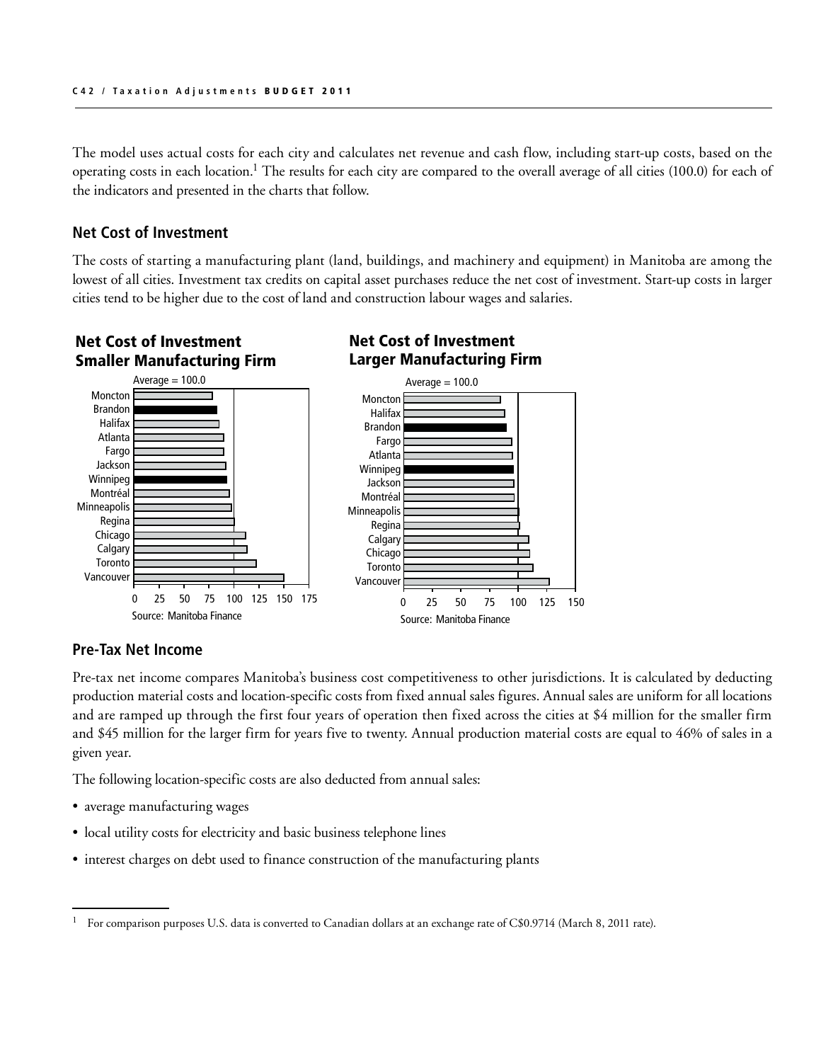The model uses actual costs for each city and calculates net revenue and cash flow, including start-up costs, based on the operating costs in each location.[1] The results for each city are compared to the overall average of all cities (100.0) for each of the indicators and presented in the charts that follow.

## Net Cost of Investment

The costs of starting a manufacturing plant (land, buildings, and machinery and equipment) in Manitoba are among the lowest of all cities. Investment tax credits on capital asset purchases reduce the net cost of investment. Start-up costs in larger cities tend to be higher due to the cost of land and construction labour wages and salaries.

### Net Cost of Investment Smaller Manufacturing Firm

Average = 100.0

Moncton, Brandon, Halifax, Atlanta, Fargo, Jackson, Winnipeg, Montréal, Minneapolis, Regina, Chicago, Calgary, Toronto, Vancouver

0 25 50 75 100 125 150 175

Source: Manitoba Finance

### Net Cost of Investment Larger Manufacturing Firm

Average = 100.0

Moncton, Halifax, Brandon, Fargo, Atlanta, Winnipeg, Jackson, Montréal, Minneapolis, Regina, Calgary, Chicago, Toronto, Vancouver

0 25 50 75 100 125 150

Source: Manitoba Finance

## Pre-Tax Net Income

Pre-tax net income compares Manitoba's business cost competitiveness to other jurisdictions. It is calculated by deducting production material costs and location-specific costs from fixed annual sales figures. Annual sales are uniform for all locations and are ramped up through the first four years of operation then fixed across the cities at $4 million for the smaller firm and $45 million for the larger firm for years five to twenty. Annual production material costs are equal to 46% of sales in a given year.

The following location-specific costs are also deducted from annual sales:

- average manufacturing wages
- local utility costs for electricity and basic business telephone lines
- interest charges on debt used to finance construction of the manufacturing plants

---

[1] For comparison purposes U.S. data is converted to Canadian dollars at an exchange rate of C$0.9714 (March 8, 2011 rate).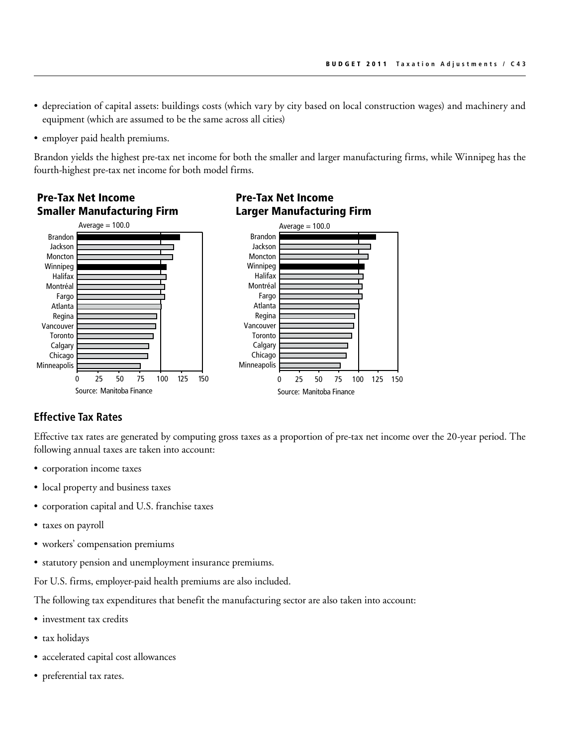- depreciation of capital assets: buildings costs (which vary by city based on local construction wages) and machinery and equipment (which are assumed to be the same across all cities)
- employer paid health premiums.

Brandon yields the highest pre-tax net income for both the smaller and larger manufacturing firms, while Winnipeg has the fourth-highest pre-tax net income for both model firms.

### Pre-Tax Net Income Smaller Manufacturing Firm

Average = 100.0

Brandon, Jackson, Moncton, Winnipeg, Halifax, Montréal, Fargo, Atlanta, Regina, Vancouver, Toronto, Calgary, Chicago, Minneapolis

0 25 50 75 100 125 150

Source: Manitoba Finance

### Pre-Tax Net Income Larger Manufacturing Firm

Average = 100.0

Brandon, Jackson, Moncton, Winnipeg, Halifax, Montréal, Fargo, Atlanta, Regina, Vancouver, Toronto, Calgary, Chicago, Minneapolis

0 25 50 75 100 125 150

Source: Manitoba Finance

## Effective Tax Rates

Effective tax rates are generated by computing gross taxes as a proportion of pre-tax net income over the 20-year period. The following annual taxes are taken into account:

- corporation income taxes
- local property and business taxes
- corporation capital and U.S. franchise taxes
- taxes on payroll
- workers' compensation premiums
- statutory pension and unemployment insurance premiums.

For U.S. firms, employer-paid health premiums are also included.

The following tax expenditures that benefit the manufacturing sector are also taken into account:

- investment tax credits
- tax holidays
- accelerated capital cost allowances
- preferential tax rates.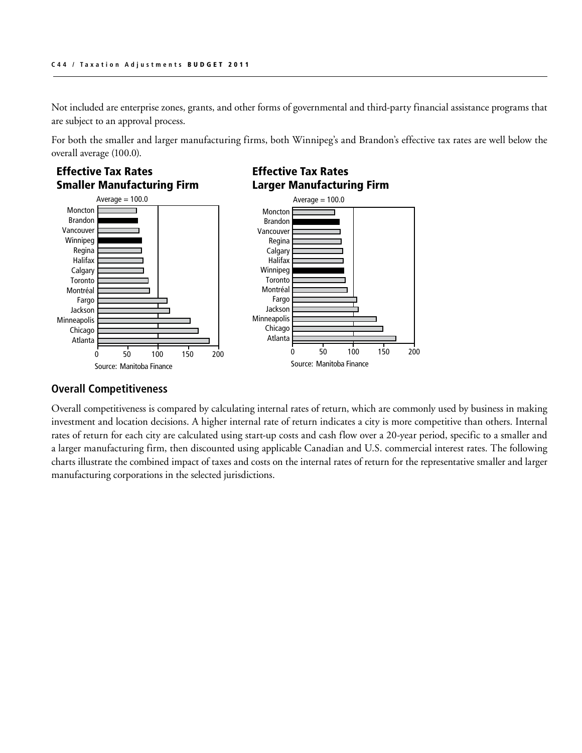Not included are enterprise zones, grants, and other forms of governmental and third-party financial assistance programs that are subject to an approval process.

For both the smaller and larger manufacturing firms, both Winnipeg's and Brandon's effective tax rates are well below the overall average (100.0).

### Effective Tax Rates Smaller Manufacturing Firm

Average = 100.0

Moncton, Brandon, Vancouver, Winnipeg, Regina, Halifax, Calgary, Toronto, Montréal, Fargo, Jackson, Minneapolis, Chicago, Atlanta

0 50 100 150 200

Source: Manitoba Finance

### Effective Tax Rates Larger Manufacturing Firm

Average = 100.0

Moncton, Brandon, Vancouver, Regina, Calgary, Halifax, Winnipeg, Toronto, Montréal, Fargo, Jackson, Minneapolis, Chicago, Atlanta

0 50 100 150 200

Source: Manitoba Finance

## Overall Competitiveness

Overall competitiveness is compared by calculating internal rates of return, which are commonly used by business in making investment and location decisions. A higher internal rate of return indicates a city is more competitive than others. Internal rates of return for each city are calculated using start-up costs and cash flow over a 20-year period, specific to a smaller and a larger manufacturing firm, then discounted using applicable Canadian and U.S. commercial interest rates. The following charts illustrate the combined impact of taxes and costs on the internal rates of return for the representative smaller and larger manufacturing corporations in the selected jurisdictions.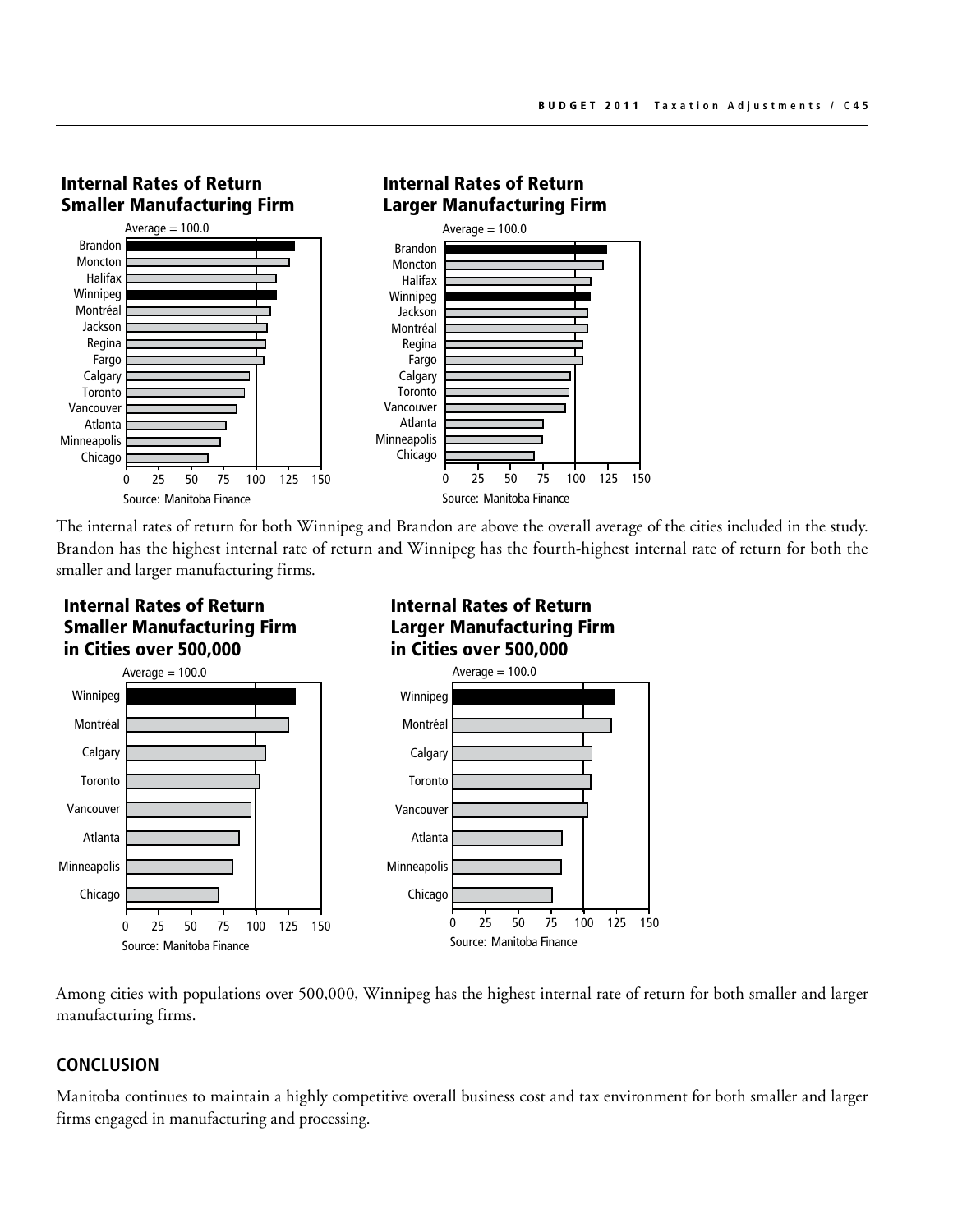## Internal Rates of Return Smaller Manufacturing Firm

Average = 100.0

Brandon
Moncton
Halifax
Winnipeg
Montréal
Jackson
Regina
Fargo
Calgary
Toronto
Vancouver
Atlanta
Minneapolis
Chicago

0 25 50 75 100 125 150

Source: Manitoba Finance

## Internal Rates of Return Larger Manufacturing Firm

Average = 100.0

Brandon
Moncton
Halifax
Winnipeg
Jackson
Montréal
Regina
Fargo
Calgary
Toronto
Vancouver
Atlanta
Minneapolis
Chicago

0 25 50 75 100 125 150

Source: Manitoba Finance

The internal rates of return for both Winnipeg and Brandon are above the overall average of the cities included in the study. Brandon has the highest internal rate of return and Winnipeg has the fourth-highest internal rate of return for both the smaller and larger manufacturing firms.

## Internal Rates of Return Smaller Manufacturing Firm in Cities over 500,000

Average = 100.0

Winnipeg
Montréal
Calgary
Toronto
Vancouver
Atlanta
Minneapolis
Chicago

0 25 50 75 100 125 150

Source: Manitoba Finance

## Internal Rates of Return Larger Manufacturing Firm in Cities over 500,000

Average = 100.0

Winnipeg
Montréal
Calgary
Toronto
Vancouver
Atlanta
Minneapolis
Chicago

0 25 50 75 100 125 150

Source: Manitoba Finance

Among cities with populations over 500,000, Winnipeg has the highest internal rate of return for both smaller and larger manufacturing firms.

## CONCLUSION

Manitoba continues to maintain a highly competitive overall business cost and tax environment for both smaller and larger firms engaged in manufacturing and processing.